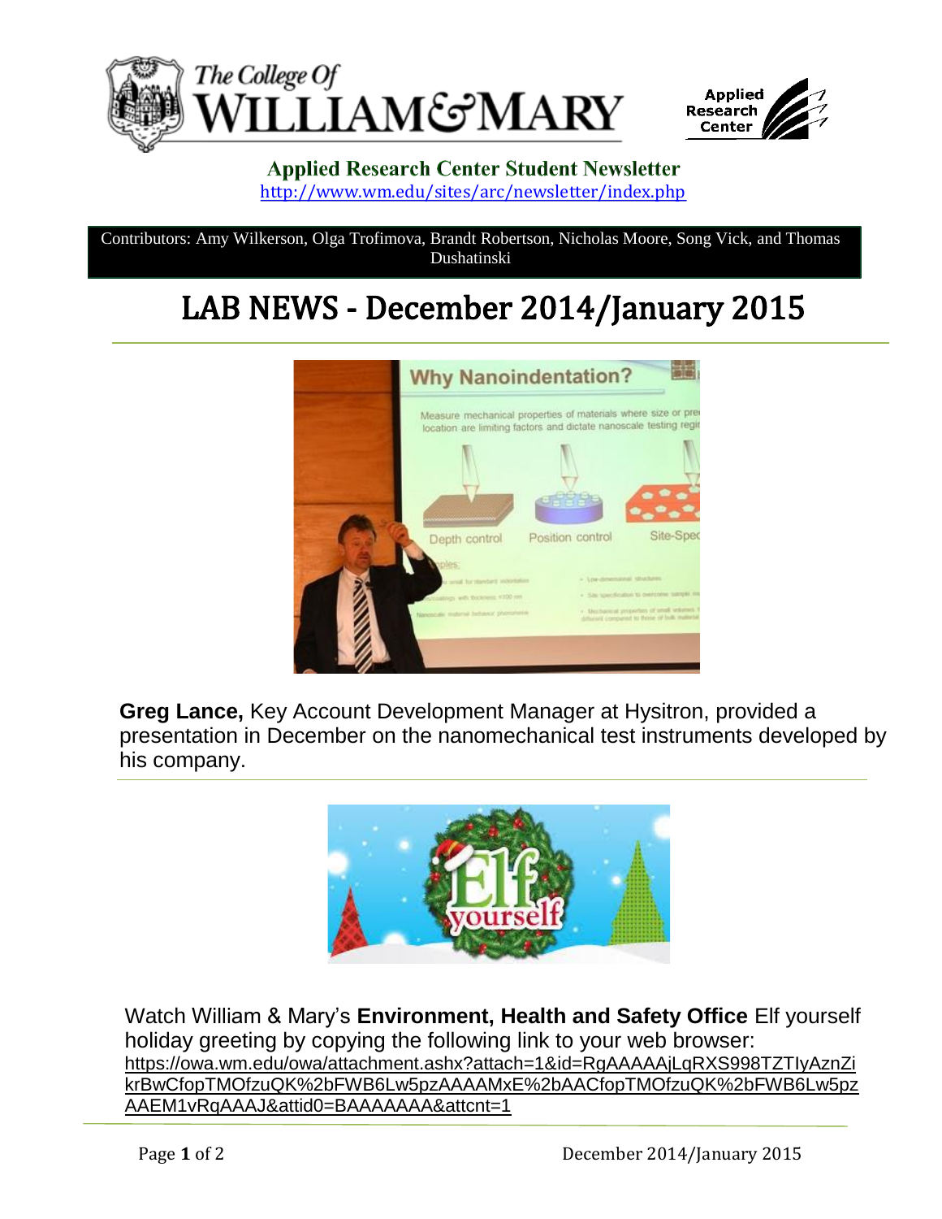**Applied Research Center Student Newsletter**
http://www.wm.edu/sites/arc/newsletter/index.php

Contributors: Amy Wilkerson, Olga Trofimova, Brandt Robertson, Nicholas Moore, Song Vick, and Thomas Dushatinski

# LAB NEWS - December 2014/January 2015

**Greg Lance,** Key Account Development Manager at Hysitron, provided a presentation in December on the nanomechanical test instruments developed by his company.

Watch William & Mary's **Environment, Health and Safety Office** Elf yourself holiday greeting by copying the following link to your web browser: https://owa.wm.edu/owa/attachment.ashx?attach=1&id=RgAAAAAjLqRXS998TZTIyAznZikrBwCfopTMOfzuQK%2bFWB6Lw5pzAAAAMxE%2bAACfopTMOfzuQK%2bFWB6Lw5pzAAEM1vRqAAAJ&attid0=BAAAAAAA&attcnt=1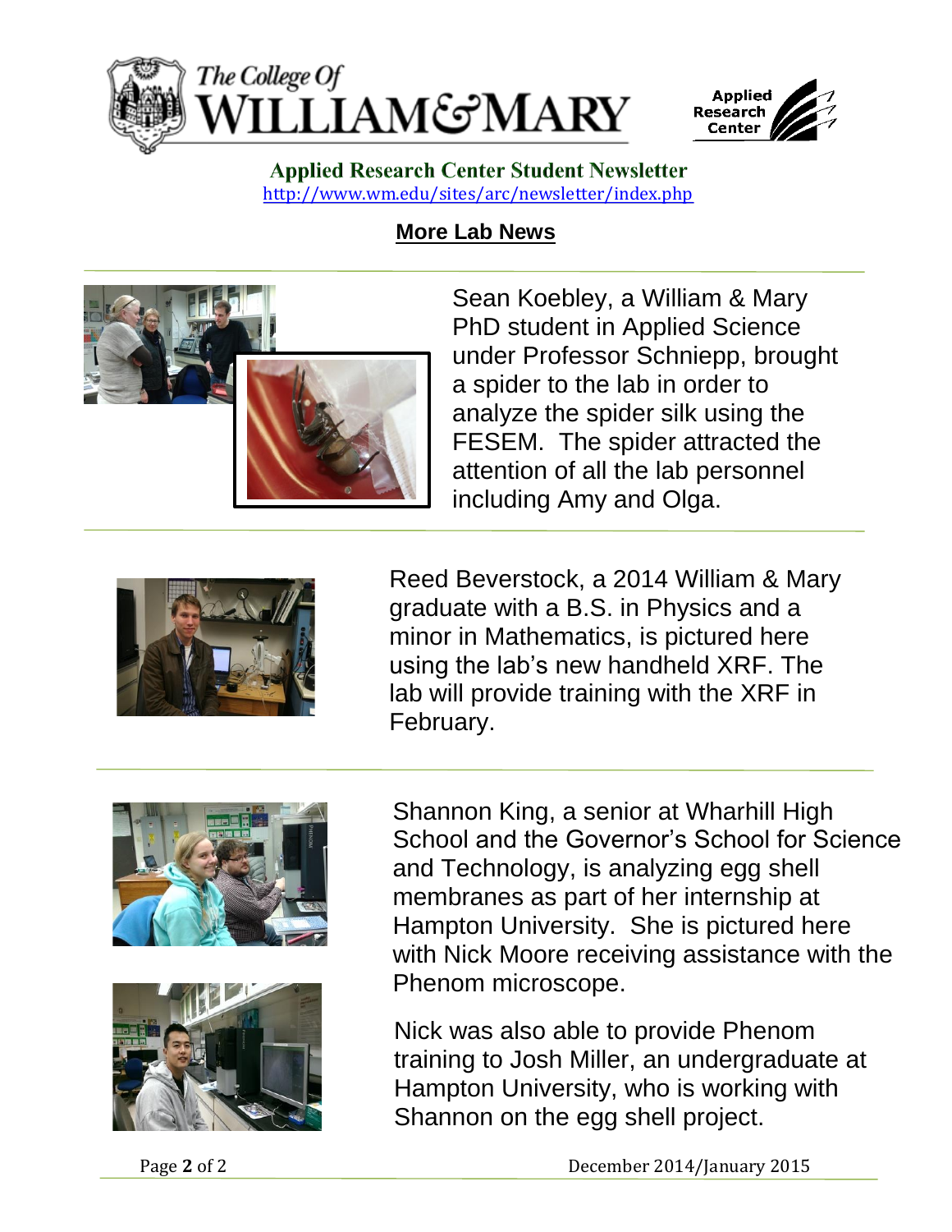**Applied Research Center Student Newsletter**

http://www.wm.edu/sites/arc/newsletter/index.php

## More Lab News

Sean Koebley, a William & Mary PhD student in Applied Science under Professor Schniepp, brought a spider to the lab in order to analyze the spider silk using the FESEM. The spider attracted the attention of all the lab personnel including Amy and Olga.

Reed Beverstock, a 2014 William & Mary graduate with a B.S. in Physics and a minor in Mathematics, is pictured here using the lab's new handheld XRF. The lab will provide training with the XRF in February.

Shannon King, a senior at Wharhill High School and the Governor's School for Science and Technology, is analyzing egg shell membranes as part of her internship at Hampton University. She is pictured here with Nick Moore receiving assistance with the Phenom microscope.

Nick was also able to provide Phenom training to Josh Miller, an undergraduate at Hampton University, who is working with Shannon on the egg shell project.

December 2014/January 2015